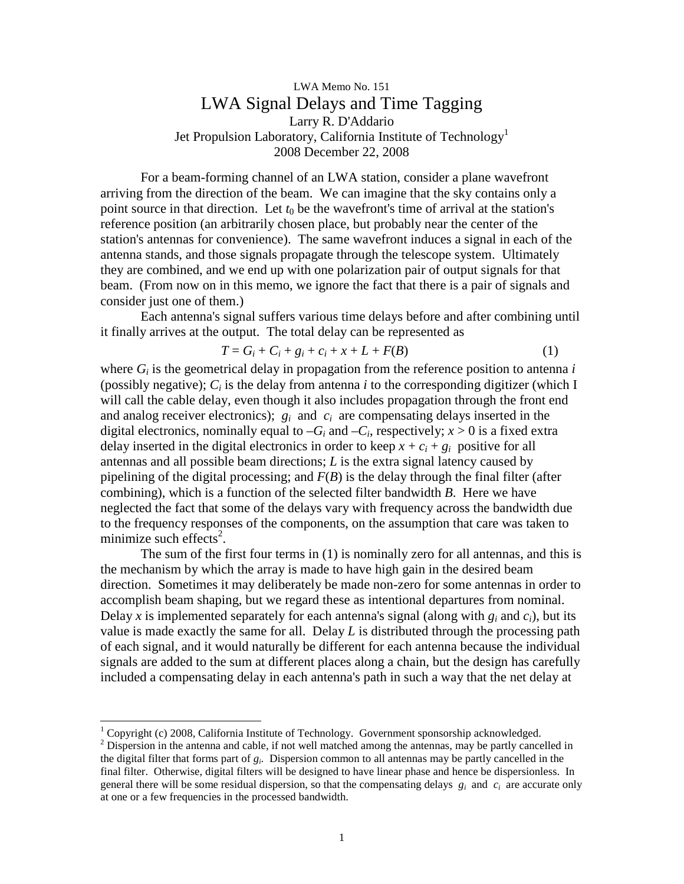LWA Memo No. 151

# LWA Signal Delays and Time Tagging

Larry R. D'Addario
Jet Propulsion Laboratory, California Institute of Technology[1]
2008 December 22, 2008

For a beam-forming channel of an LWA station, consider a plane wavefront arriving from the direction of the beam. We can imagine that the sky contains only a point source in that direction. Let $t_0$ be the wavefront's time of arrival at the station's reference position (an arbitrarily chosen place, but probably near the center of the station's antennas for convenience). The same wavefront induces a signal in each of the antenna stands, and those signals propagate through the telescope system. Ultimately they are combined, and we end up with one polarization pair of output signals for that beam. (From now on in this memo, we ignore the fact that there is a pair of signals and consider just one of them.)

Each antenna's signal suffers various time delays before and after combining until it finally arrives at the output. The total delay can be represented as

$$T = G_i + C_i + g_i + c_i + x + L + F(B) \tag{1}$$

where $G_i$ is the geometrical delay in propagation from the reference position to antenna $i$ (possibly negative); $C_i$ is the delay from antenna $i$ to the corresponding digitizer (which I will call the cable delay, even though it also includes propagation through the front end and analog receiver electronics); $g_i$ and $c_i$ are compensating delays inserted in the digital electronics, nominally equal to $-G_i$ and $-C_i$, respectively; $x > 0$ is a fixed extra delay inserted in the digital electronics in order to keep $x + c_i + g_i$ positive for all antennas and all possible beam directions; $L$ is the extra signal latency caused by pipelining of the digital processing; and $F(B)$ is the delay through the final filter (after combining), which is a function of the selected filter bandwidth $B$. Here we have neglected the fact that some of the delays vary with frequency across the bandwidth due to the frequency responses of the components, on the assumption that care was taken to minimize such effects[2].

The sum of the first four terms in (1) is nominally zero for all antennas, and this is the mechanism by which the array is made to have high gain in the desired beam direction. Sometimes it may deliberately be made non-zero for some antennas in order to accomplish beam shaping, but we regard these as intentional departures from nominal. Delay $x$ is implemented separately for each antenna's signal (along with $g_i$ and $c_i$), but its value is made exactly the same for all. Delay $L$ is distributed through the processing path of each signal, and it would naturally be different for each antenna because the individual signals are added to the sum at different places along a chain, but the design has carefully included a compensating delay in each antenna's path in such a way that the net delay at

---

[1] Copyright (c) 2008, California Institute of Technology. Government sponsorship acknowledged.

[2] Dispersion in the antenna and cable, if not well matched among the antennas, may be partly cancelled in the digital filter that forms part of $g_i$. Dispersion common to all antennas may be partly cancelled in the final filter. Otherwise, digital filters will be designed to have linear phase and hence be dispersionless. In general there will be some residual dispersion, so that the compensating delays $g_i$ and $c_i$ are accurate only at one or a few frequencies in the processed bandwidth.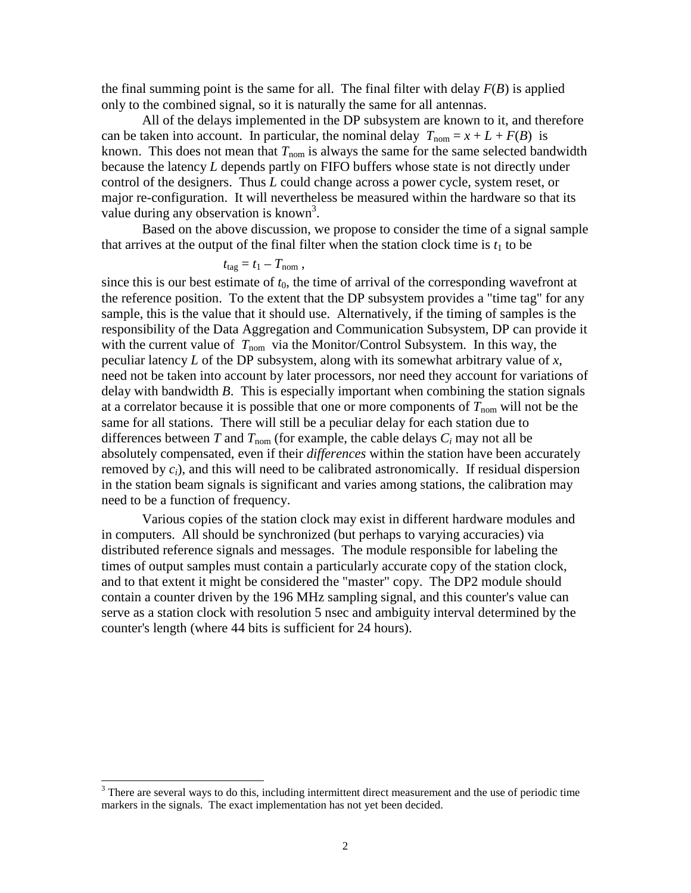the final summing point is the same for all. The final filter with delay $F(B)$ is applied only to the combined signal, so it is naturally the same for all antennas.

All of the delays implemented in the DP subsystem are known to it, and therefore can be taken into account. In particular, the nominal delay $T_{\text{nom}} = x + L + F(B)$ is known. This does not mean that $T_{\text{nom}}$ is always the same for the same selected bandwidth because the latency $L$ depends partly on FIFO buffers whose state is not directly under control of the designers. Thus $L$ could change across a power cycle, system reset, or major re-configuration. It will nevertheless be measured within the hardware so that its value during any observation is known[3].

Based on the above discussion, we propose to consider the time of a signal sample that arrives at the output of the final filter when the station clock time is $t_1$ to be

$$t_{\text{tag}} = t_1 - T_{\text{nom}} ,$$

since this is our best estimate of $t_0$, the time of arrival of the corresponding wavefront at the reference position. To the extent that the DP subsystem provides a "time tag" for any sample, this is the value that it should use. Alternatively, if the timing of samples is the responsibility of the Data Aggregation and Communication Subsystem, DP can provide it with the current value of $T_{\text{nom}}$ via the Monitor/Control Subsystem. In this way, the peculiar latency $L$ of the DP subsystem, along with its somewhat arbitrary value of $x$, need not be taken into account by later processors, nor need they account for variations of delay with bandwidth $B$. This is especially important when combining the station signals at a correlator because it is possible that one or more components of $T_{\text{nom}}$ will not be the same for all stations. There will still be a peculiar delay for each station due to differences between $T$ and $T_{\text{nom}}$ (for example, the cable delays $C_i$ may not all be absolutely compensated, even if their *differences* within the station have been accurately removed by $c_i$), and this will need to be calibrated astronomically. If residual dispersion in the station beam signals is significant and varies among stations, the calibration may need to be a function of frequency.

Various copies of the station clock may exist in different hardware modules and in computers. All should be synchronized (but perhaps to varying accuracies) via distributed reference signals and messages. The module responsible for labeling the times of output samples must contain a particularly accurate copy of the station clock, and to that extent it might be considered the "master" copy. The DP2 module should contain a counter driven by the 196 MHz sampling signal, and this counter's value can serve as a station clock with resolution 5 nsec and ambiguity interval determined by the counter's length (where 44 bits is sufficient for 24 hours).

[3] There are several ways to do this, including intermittent direct measurement and the use of periodic time markers in the signals. The exact implementation has not yet been decided.